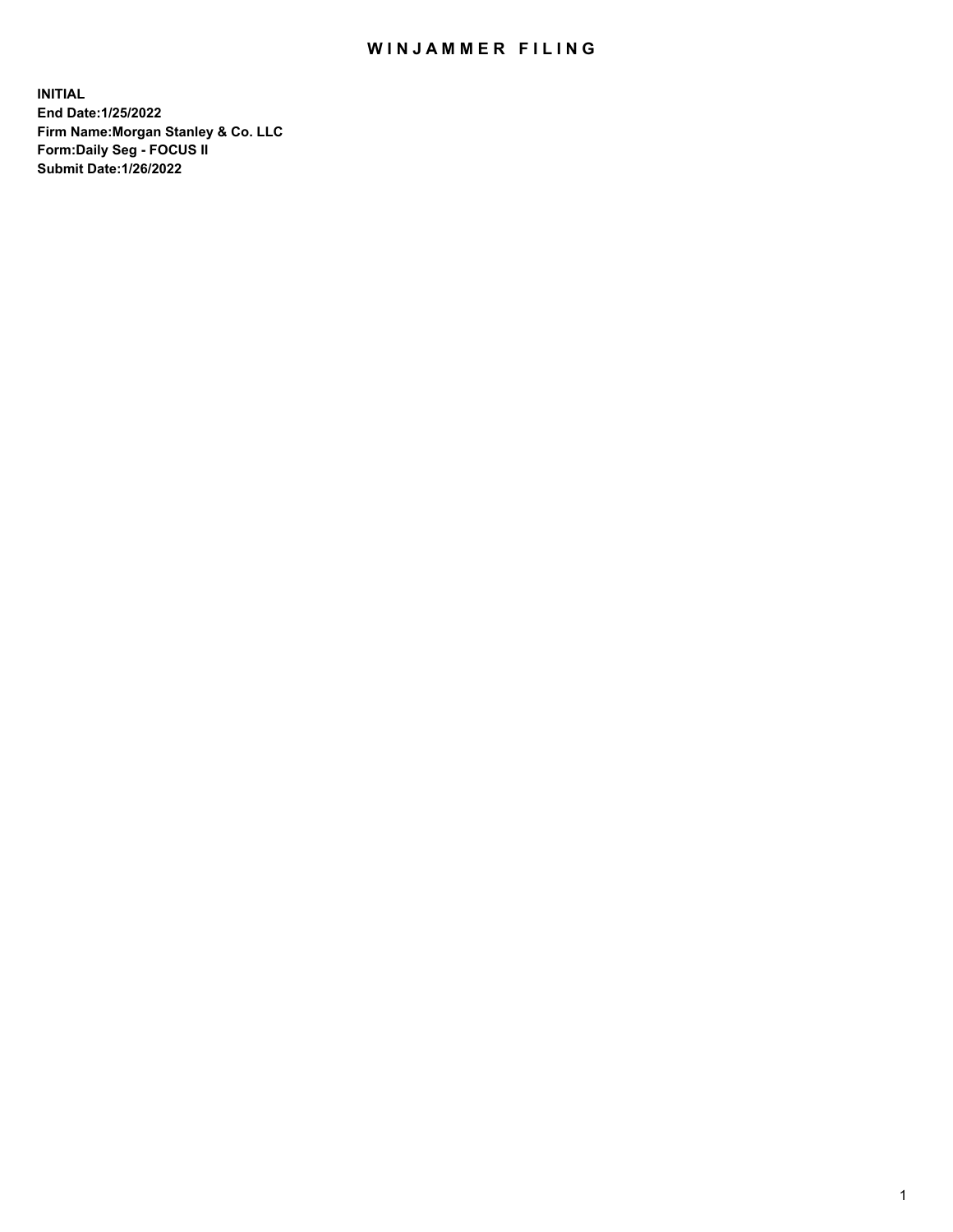# WINJAMMER FILING

**INITIAL**
**End Date:1/25/2022**
**Firm Name:Morgan Stanley & Co. LLC**
**Form:Daily Seg - FOCUS II**
**Submit Date:1/26/2022**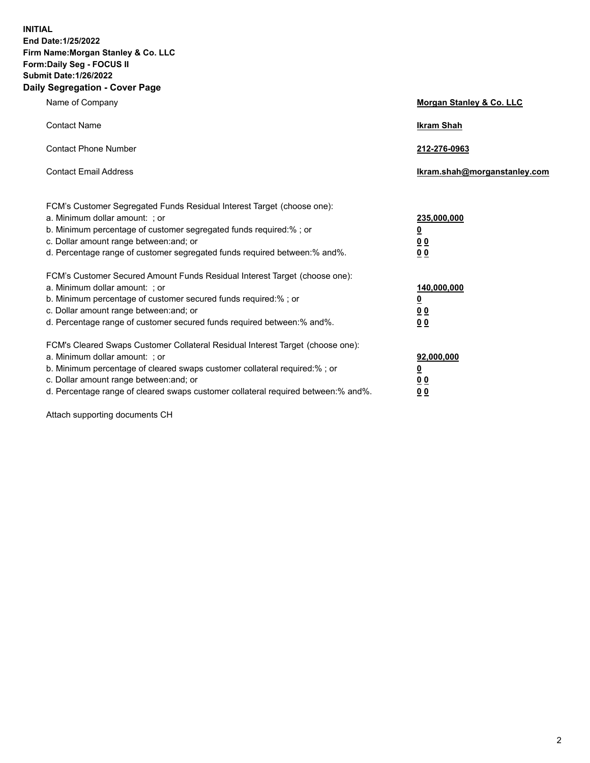**INITIAL**
**End Date:1/25/2022**
**Firm Name:Morgan Stanley & Co. LLC**
**Form:Daily Seg - FOCUS II**
**Submit Date:1/26/2022**

## Daily Segregation - Cover Page

| | |
|---|---|
| Name of Company | **Morgan Stanley & Co. LLC** |
| Contact Name | **Ikram Shah** |
| Contact Phone Number | **212-276-0963** |
| Contact Email Address | **Ikram.shah@morganstanley.com** |

| | |
|---|---|
| FCM's Customer Segregated Funds Residual Interest Target (choose one): | |
| a. Minimum dollar amount: ; or | **235,000,000** |
| b. Minimum percentage of customer segregated funds required:% ; or | **0** |
| c. Dollar amount range between:and; or | **0 0** |
| d. Percentage range of customer segregated funds required between:% and%. | **0 0** |
| FCM's Customer Secured Amount Funds Residual Interest Target (choose one): | |
| a. Minimum dollar amount: ; or | **140,000,000** |
| b. Minimum percentage of customer secured funds required:% ; or | **0** |
| c. Dollar amount range between:and; or | **0 0** |
| d. Percentage range of customer secured funds required between:% and%. | **0 0** |
| FCM's Cleared Swaps Customer Collateral Residual Interest Target (choose one): | |
| a. Minimum dollar amount: ; or | **92,000,000** |
| b. Minimum percentage of cleared swaps customer collateral required:% ; or | **0** |
| c. Dollar amount range between:and; or | **0 0** |
| d. Percentage range of cleared swaps customer collateral required between:% and%. | **0 0** |

Attach supporting documents CH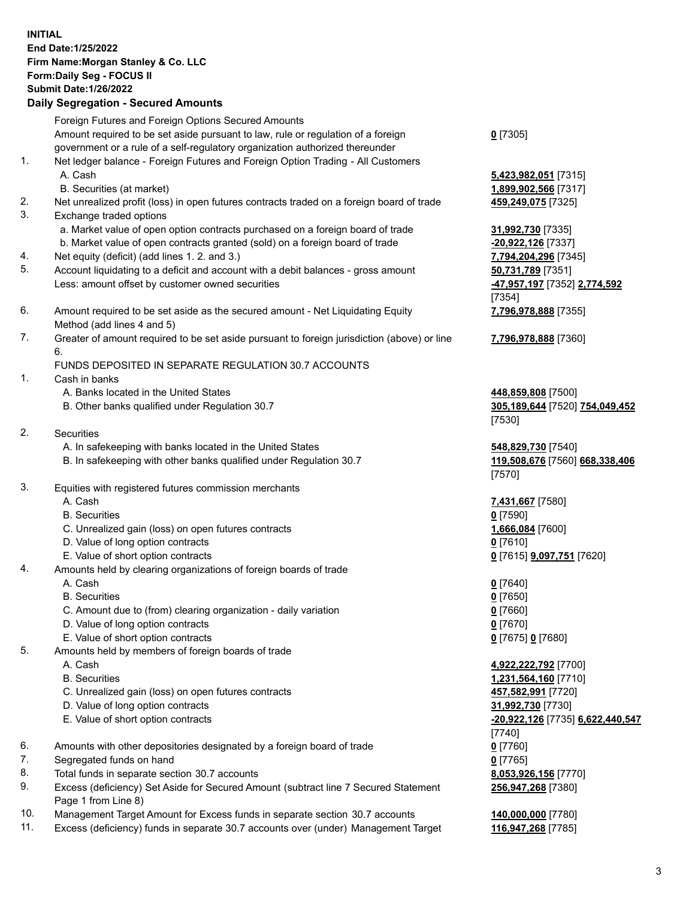**INITIAL**
**End Date:1/25/2022**
**Firm Name:Morgan Stanley & Co. LLC**
**Form:Daily Seg - FOCUS II**
**Submit Date:1/26/2022**

## Daily Segregation - Secured Amounts

| | | |
|---|---|---|
| | Foreign Futures and Foreign Options Secured Amounts | |
| | Amount required to be set aside pursuant to law, rule or regulation of a foreign government or a rule of a self-regulatory organization authorized thereunder | **0** [7305] |
| 1. | Net ledger balance - Foreign Futures and Foreign Option Trading - All Customers | |
| | A. Cash | **5,423,982,051** [7315] |
| | B. Securities (at market) | **1,899,902,566** [7317] |
| 2. | Net unrealized profit (loss) in open futures contracts traded on a foreign board of trade | **459,249,075** [7325] |
| 3. | Exchange traded options | |
| | a. Market value of open option contracts purchased on a foreign board of trade | **31,992,730** [7335] |
| | b. Market value of open contracts granted (sold) on a foreign board of trade | **-20,922,126** [7337] |
| 4. | Net equity (deficit) (add lines 1. 2. and 3.) | **7,794,204,296** [7345] |
| 5. | Account liquidating to a deficit and account with a debit balances - gross amount | **50,731,789** [7351] |
| | Less: amount offset by customer owned securities | **-47,957,197** [7352] **2,774,592** [7354] |
| 6. | Amount required to be set aside as the secured amount - Net Liquidating Equity Method (add lines 4 and 5) | **7,796,978,888** [7355] |
| 7. | Greater of amount required to be set aside pursuant to foreign jurisdiction (above) or line 6. | **7,796,978,888** [7360] |
| | FUNDS DEPOSITED IN SEPARATE REGULATION 30.7 ACCOUNTS | |
| 1. | Cash in banks | |
| | A. Banks located in the United States | **448,859,808** [7500] |
| | B. Other banks qualified under Regulation 30.7 | **305,189,644** [7520] **754,049,452** [7530] |
| 2. | Securities | |
| | A. In safekeeping with banks located in the United States | **548,829,730** [7540] |
| | B. In safekeeping with other banks qualified under Regulation 30.7 | **119,508,676** [7560] **668,338,406** [7570] |
| 3. | Equities with registered futures commission merchants | |
| | A. Cash | **7,431,667** [7580] |
| | B. Securities | **0** [7590] |
| | C. Unrealized gain (loss) on open futures contracts | **1,666,084** [7600] |
| | D. Value of long option contracts | **0** [7610] |
| | E. Value of short option contracts | **0** [7615] **9,097,751** [7620] |
| 4. | Amounts held by clearing organizations of foreign boards of trade | |
| | A. Cash | **0** [7640] |
| | B. Securities | **0** [7650] |
| | C. Amount due to (from) clearing organization - daily variation | **0** [7660] |
| | D. Value of long option contracts | **0** [7670] |
| | E. Value of short option contracts | **0** [7675] **0** [7680] |
| 5. | Amounts held by members of foreign boards of trade | |
| | A. Cash | **4,922,222,792** [7700] |
| | B. Securities | **1,231,564,160** [7710] |
| | C. Unrealized gain (loss) on open futures contracts | **457,582,991** [7720] |
| | D. Value of long option contracts | **31,992,730** [7730] |
| | E. Value of short option contracts | **-20,922,126** [7735] **6,622,440,547** [7740] |
| 6. | Amounts with other depositories designated by a foreign board of trade | **0** [7760] |
| 7. | Segregated funds on hand | **0** [7765] |
| 8. | Total funds in separate section 30.7 accounts | **8,053,926,156** [7770] |
| 9. | Excess (deficiency) Set Aside for Secured Amount (subtract line 7 Secured Statement Page 1 from Line 8) | **256,947,268** [7380] |
| 10. | Management Target Amount for Excess funds in separate section 30.7 accounts | **140,000,000** [7780] |
| 11. | Excess (deficiency) funds in separate 30.7 accounts over (under) Management Target | **116,947,268** [7785] |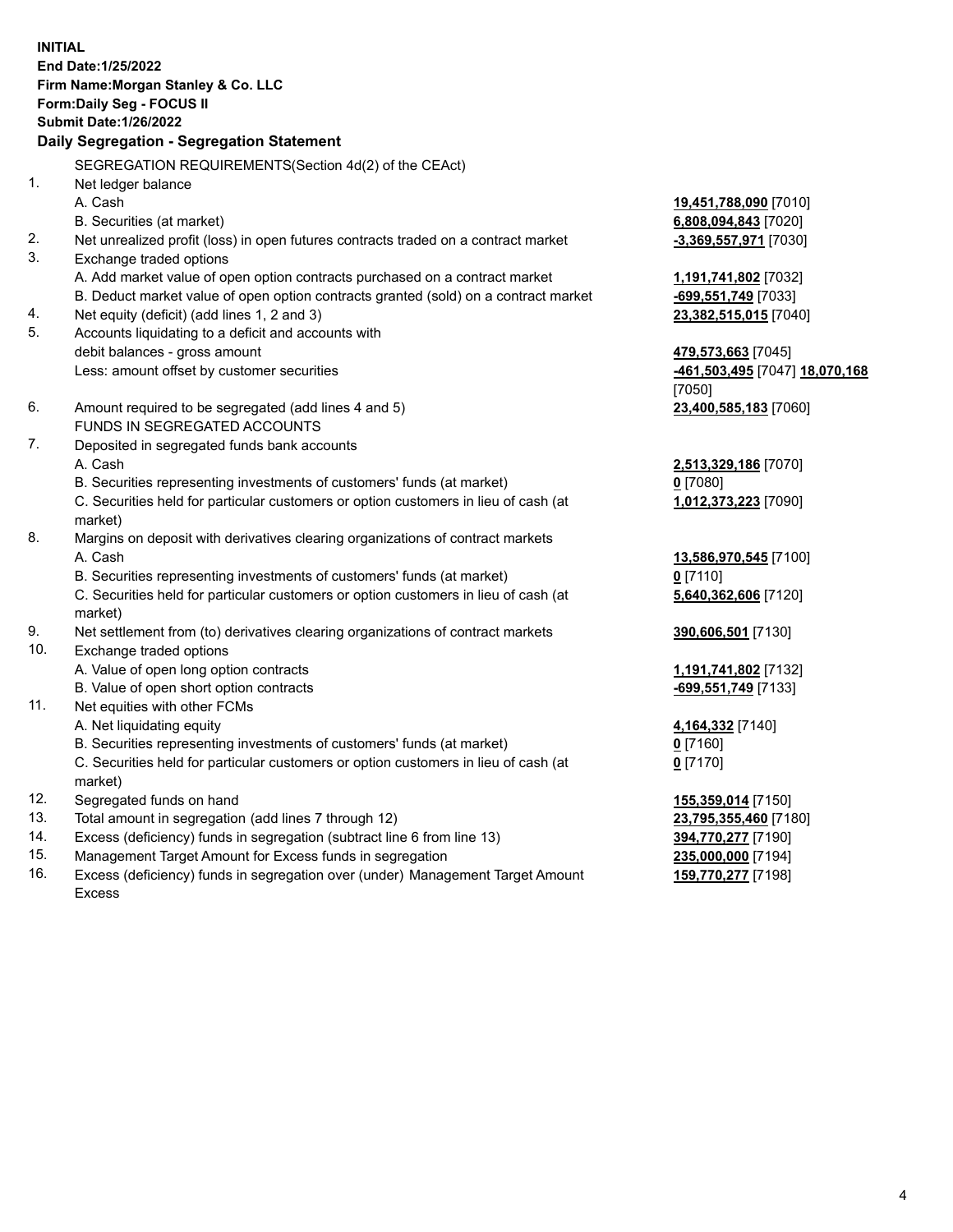**INITIAL**
**End Date:1/25/2022**
**Firm Name:Morgan Stanley & Co. LLC**
**Form:Daily Seg - FOCUS II**
**Submit Date:1/26/2022**

**Daily Segregation - Segregation Statement**

SEGREGATION REQUIREMENTS(Section 4d(2) of the CEAct)

| | | |
|---|---|---|
| 1. | Net ledger balance | |
| | A. Cash | **19,451,788,090** [7010] |
| | B. Securities (at market) | **6,808,094,843** [7020] |
| 2. | Net unrealized profit (loss) in open futures contracts traded on a contract market | **-3,369,557,971** [7030] |
| 3. | Exchange traded options | |
| | A. Add market value of open option contracts purchased on a contract market | **1,191,741,802** [7032] |
| | B. Deduct market value of open option contracts granted (sold) on a contract market | **-699,551,749** [7033] |
| 4. | Net equity (deficit) (add lines 1, 2 and 3) | **23,382,515,015** [7040] |
| 5. | Accounts liquidating to a deficit and accounts with debit balances - gross amount | **479,573,663** [7045] |
| | Less: amount offset by customer securities | **-461,503,495** [7047] **18,070,168** [7050] |
| 6. | Amount required to be segregated (add lines 4 and 5) | **23,400,585,183** [7060] |
| | FUNDS IN SEGREGATED ACCOUNTS | |
| 7. | Deposited in segregated funds bank accounts | |
| | A. Cash | **2,513,329,186** [7070] |
| | B. Securities representing investments of customers' funds (at market) | **0** [7080] |
| | C. Securities held for particular customers or option customers in lieu of cash (at market) | **1,012,373,223** [7090] |
| 8. | Margins on deposit with derivatives clearing organizations of contract markets | |
| | A. Cash | **13,586,970,545** [7100] |
| | B. Securities representing investments of customers' funds (at market) | **0** [7110] |
| | C. Securities held for particular customers or option customers in lieu of cash (at market) | **5,640,362,606** [7120] |
| 9. | Net settlement from (to) derivatives clearing organizations of contract markets | **390,606,501** [7130] |
| 10. | Exchange traded options | |
| | A. Value of open long option contracts | **1,191,741,802** [7132] |
| | B. Value of open short option contracts | **-699,551,749** [7133] |
| 11. | Net equities with other FCMs | |
| | A. Net liquidating equity | **4,164,332** [7140] |
| | B. Securities representing investments of customers' funds (at market) | **0** [7160] |
| | C. Securities held for particular customers or option customers in lieu of cash (at market) | **0** [7170] |
| 12. | Segregated funds on hand | **155,359,014** [7150] |
| 13. | Total amount in segregation (add lines 7 through 12) | **23,795,355,460** [7180] |
| 14. | Excess (deficiency) funds in segregation (subtract line 6 from line 13) | **394,770,277** [7190] |
| 15. | Management Target Amount for Excess funds in segregation | **235,000,000** [7194] |
| 16. | Excess (deficiency) funds in segregation over (under) Management Target Amount Excess | **159,770,277** [7198] |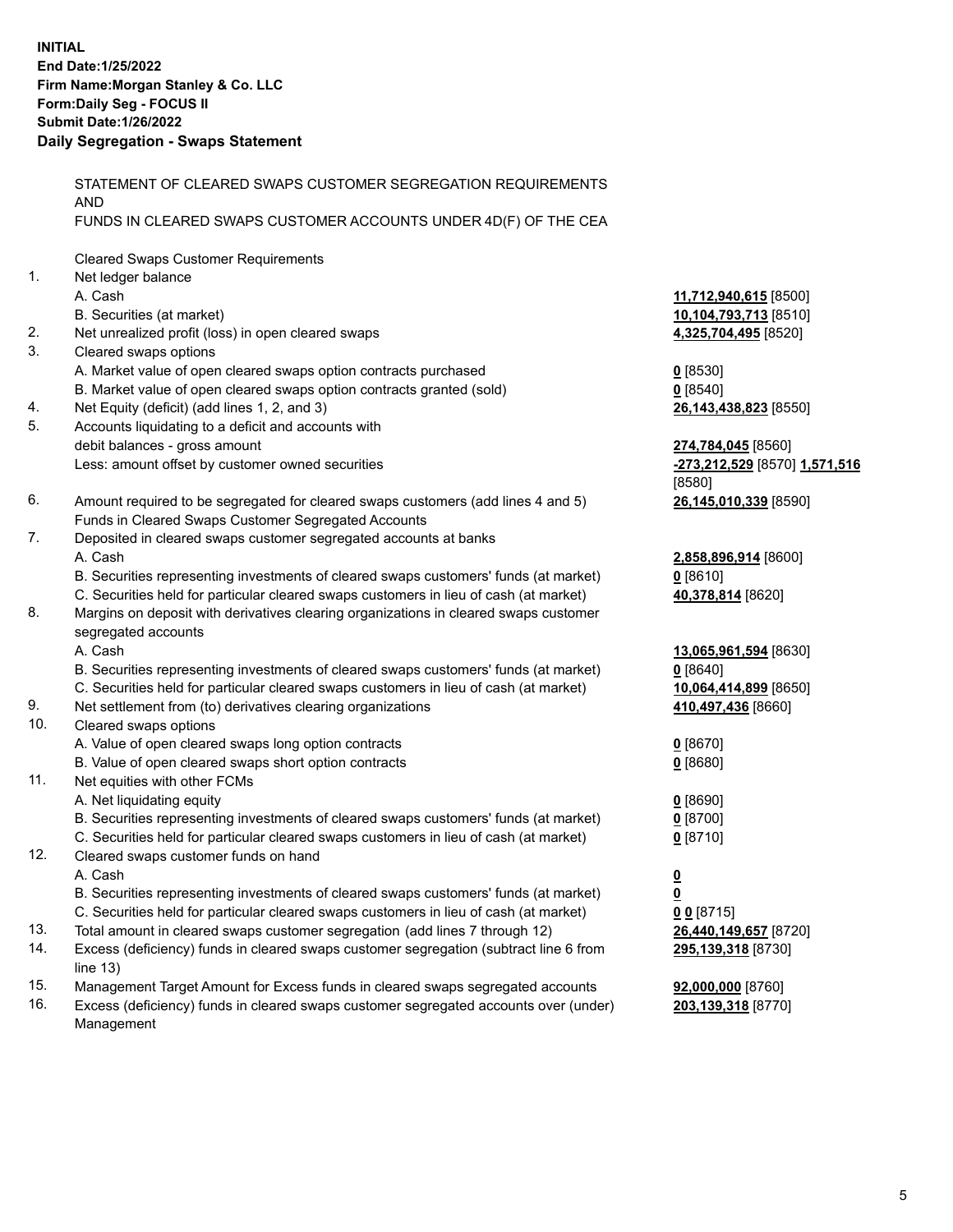**INITIAL**
**End Date:1/25/2022**
**Firm Name:Morgan Stanley & Co. LLC**
**Form:Daily Seg - FOCUS II**
**Submit Date:1/26/2022**
**Daily Segregation - Swaps Statement**

STATEMENT OF CLEARED SWAPS CUSTOMER SEGREGATION REQUIREMENTS AND
FUNDS IN CLEARED SWAPS CUSTOMER ACCOUNTS UNDER 4D(F) OF THE CEA

| | | |
|---|---|---|
| | Cleared Swaps Customer Requirements | |
| 1. | Net ledger balance | |
| | A. Cash | 11,712,940,615 [8500] |
| | B. Securities (at market) | 10,104,793,713 [8510] |
| 2. | Net unrealized profit (loss) in open cleared swaps | 4,325,704,495 [8520] |
| 3. | Cleared swaps options | |
| | A. Market value of open cleared swaps option contracts purchased | 0 [8530] |
| | B. Market value of open cleared swaps option contracts granted (sold) | 0 [8540] |
| 4. | Net Equity (deficit) (add lines 1, 2, and 3) | 26,143,438,823 [8550] |
| 5. | Accounts liquidating to a deficit and accounts with debit balances - gross amount | 274,784,045 [8560] |
| | Less: amount offset by customer owned securities | -273,212,529 [8570] 1,571,516 [8580] |
| 6. | Amount required to be segregated for cleared swaps customers (add lines 4 and 5) | 26,145,010,339 [8590] |
| | Funds in Cleared Swaps Customer Segregated Accounts | |
| 7. | Deposited in cleared swaps customer segregated accounts at banks | |
| | A. Cash | 2,858,896,914 [8600] |
| | B. Securities representing investments of cleared swaps customers' funds (at market) | 0 [8610] |
| | C. Securities held for particular cleared swaps customers in lieu of cash (at market) | 40,378,814 [8620] |
| 8. | Margins on deposit with derivatives clearing organizations in cleared swaps customer segregated accounts | |
| | A. Cash | 13,065,961,594 [8630] |
| | B. Securities representing investments of cleared swaps customers' funds (at market) | 0 [8640] |
| | C. Securities held for particular cleared swaps customers in lieu of cash (at market) | 10,064,414,899 [8650] |
| 9. | Net settlement from (to) derivatives clearing organizations | 410,497,436 [8660] |
| 10. | Cleared swaps options | |
| | A. Value of open cleared swaps long option contracts | 0 [8670] |
| | B. Value of open cleared swaps short option contracts | 0 [8680] |
| 11. | Net equities with other FCMs | |
| | A. Net liquidating equity | 0 [8690] |
| | B. Securities representing investments of cleared swaps customers' funds (at market) | 0 [8700] |
| | C. Securities held for particular cleared swaps customers in lieu of cash (at market) | 0 [8710] |
| 12. | Cleared swaps customer funds on hand | |
| | A. Cash | 0 |
| | B. Securities representing investments of cleared swaps customers' funds (at market) | 0 |
| | C. Securities held for particular cleared swaps customers in lieu of cash (at market) | 0 0 [8715] |
| 13. | Total amount in cleared swaps customer segregation (add lines 7 through 12) | 26,440,149,657 [8720] |
| 14. | Excess (deficiency) funds in cleared swaps customer segregation (subtract line 6 from line 13) | 295,139,318 [8730] |
| 15. | Management Target Amount for Excess funds in cleared swaps segregated accounts | 92,000,000 [8760] |
| 16. | Excess (deficiency) funds in cleared swaps customer segregated accounts over (under) Management | 203,139,318 [8770] |